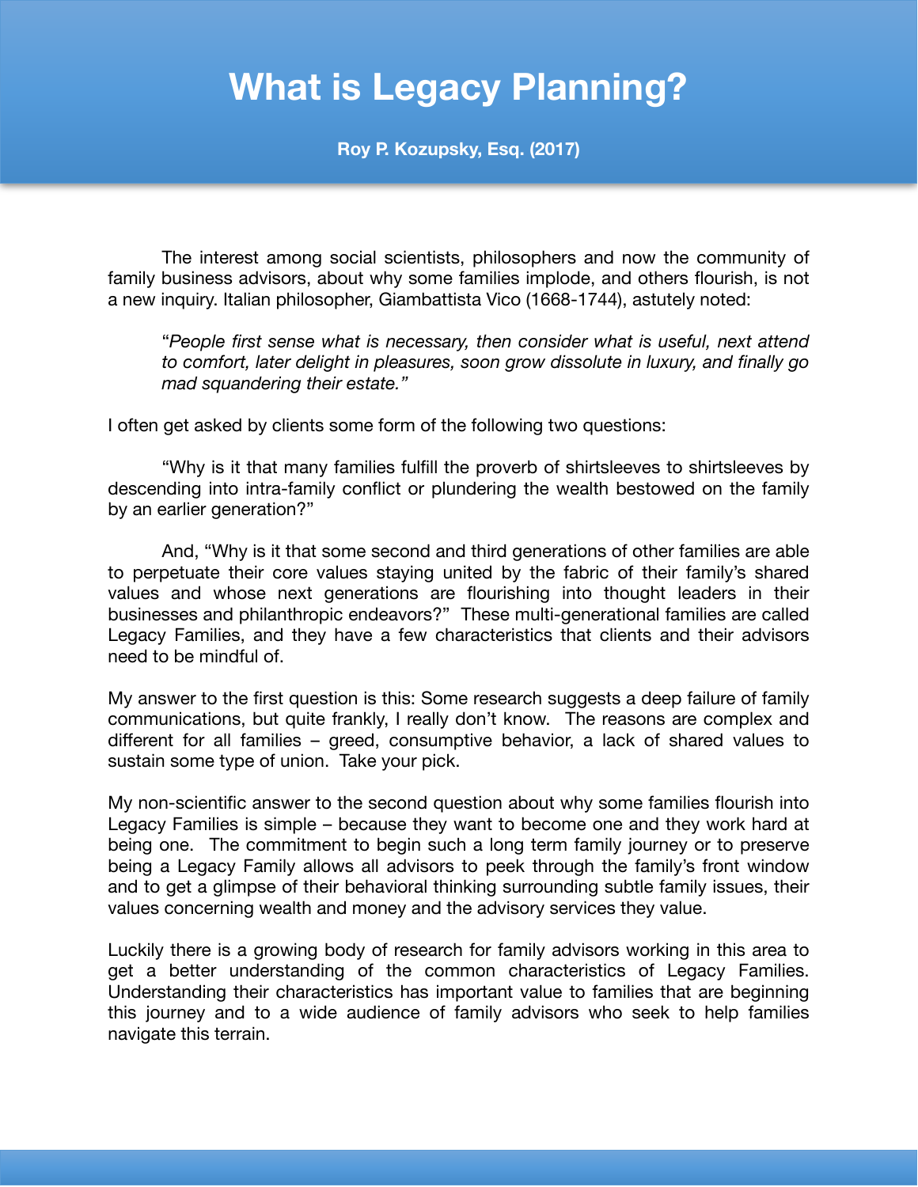# What is Legacy Planning?

**Roy P. Kozupsky, Esq. (2017)**

The interest among social scientists, philosophers and now the community of family business advisors, about why some families implode, and others flourish, is not a new inquiry. Italian philosopher, Giambattista Vico (1668-1744), astutely noted:

> "*People first sense what is necessary, then consider what is useful, next attend to comfort, later delight in pleasures, soon grow dissolute in luxury, and finally go mad squandering their estate.*"

I often get asked by clients some form of the following two questions:

"Why is it that many families fulfill the proverb of shirtsleeves to shirtsleeves by descending into intra-family conflict or plundering the wealth bestowed on the family by an earlier generation?"

And, "Why is it that some second and third generations of other families are able to perpetuate their core values staying united by the fabric of their family's shared values and whose next generations are flourishing into thought leaders in their businesses and philanthropic endeavors?" These multi-generational families are called Legacy Families, and they have a few characteristics that clients and their advisors need to be mindful of.

My answer to the first question is this: Some research suggests a deep failure of family communications, but quite frankly, I really don't know. The reasons are complex and different for all families – greed, consumptive behavior, a lack of shared values to sustain some type of union. Take your pick.

My non-scientific answer to the second question about why some families flourish into Legacy Families is simple – because they want to become one and they work hard at being one. The commitment to begin such a long term family journey or to preserve being a Legacy Family allows all advisors to peek through the family's front window and to get a glimpse of their behavioral thinking surrounding subtle family issues, their values concerning wealth and money and the advisory services they value.

Luckily there is a growing body of research for family advisors working in this area to get a better understanding of the common characteristics of Legacy Families. Understanding their characteristics has important value to families that are beginning this journey and to a wide audience of family advisors who seek to help families navigate this terrain.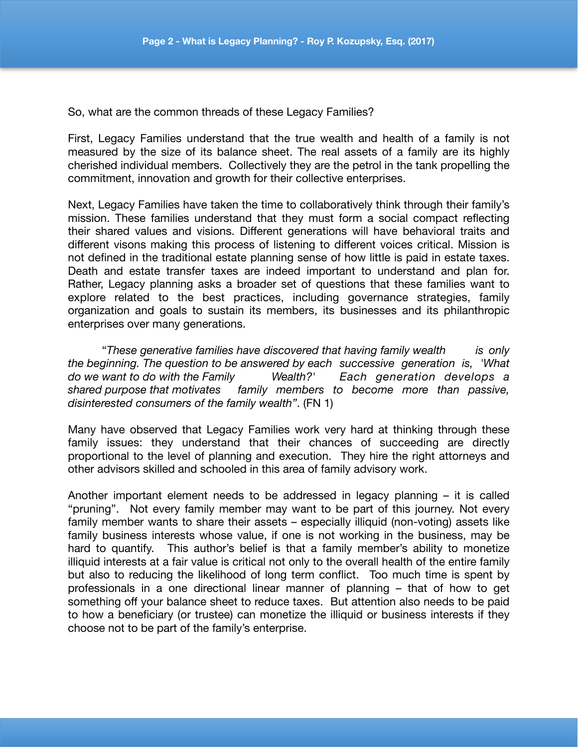So, what are the common threads of these Legacy Families?

First, Legacy Families understand that the true wealth and health of a family is not measured by the size of its balance sheet. The real assets of a family are its highly cherished individual members. Collectively they are the petrol in the tank propelling the commitment, innovation and growth for their collective enterprises.

Next, Legacy Families have taken the time to collaboratively think through their family's mission. These families understand that they must form a social compact reflecting their shared values and visions. Different generations will have behavioral traits and different visons making this process of listening to different voices critical. Mission is not defined in the traditional estate planning sense of how little is paid in estate taxes. Death and estate transfer taxes are indeed important to understand and plan for. Rather, Legacy planning asks a broader set of questions that these families want to explore related to the best practices, including governance strategies, family organization and goals to sustain its members, its businesses and its philanthropic enterprises over many generations.

> "*These generative families have discovered that having family wealth is only the beginning. The question to be answered by each successive generation is, 'What do we want to do with the Family Wealth?' Each generation develops a shared purpose that motivates family members to become more than passive, disinterested consumers of the family wealth*". (FN 1)

Many have observed that Legacy Families work very hard at thinking through these family issues: they understand that their chances of succeeding are directly proportional to the level of planning and execution. They hire the right attorneys and other advisors skilled and schooled in this area of family advisory work.

Another important element needs to be addressed in legacy planning – it is called "pruning". Not every family member may want to be part of this journey. Not every family member wants to share their assets – especially illiquid (non-voting) assets like family business interests whose value, if one is not working in the business, may be hard to quantify. This author's belief is that a family member's ability to monetize illiquid interests at a fair value is critical not only to the overall health of the entire family but also to reducing the likelihood of long term conflict. Too much time is spent by professionals in a one directional linear manner of planning – that of how to get something off your balance sheet to reduce taxes. But attention also needs to be paid to how a beneficiary (or trustee) can monetize the illiquid or business interests if they choose not to be part of the family's enterprise.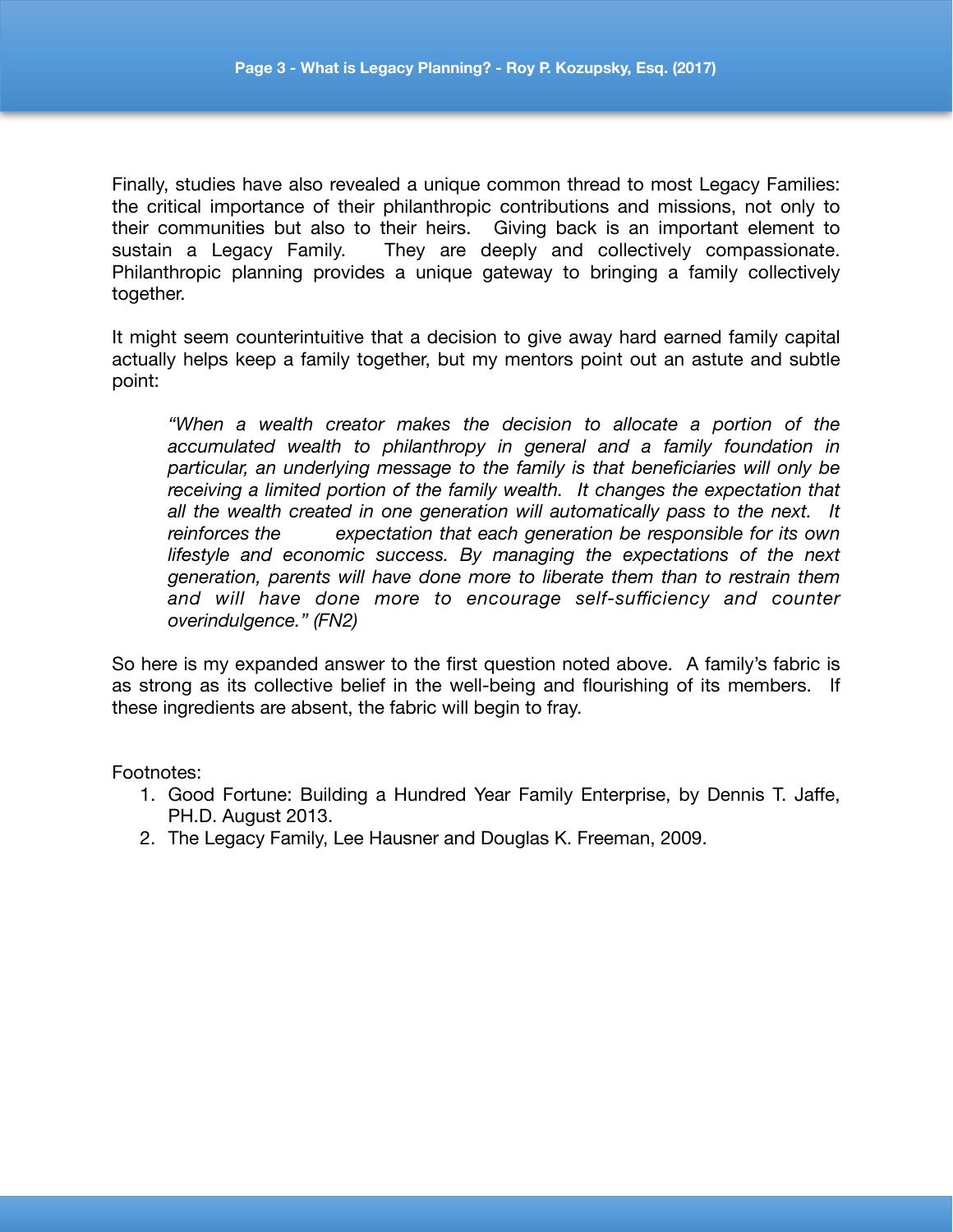Finally, studies have also revealed a unique common thread to most Legacy Families: the critical importance of their philanthropic contributions and missions, not only to their communities but also to their heirs. Giving back is an important element to sustain a Legacy Family. They are deeply and collectively compassionate. Philanthropic planning provides a unique gateway to bringing a family collectively together.

It might seem counterintuitive that a decision to give away hard earned family capital actually helps keep a family together, but my mentors point out an astute and subtle point:

> *"When a wealth creator makes the decision to allocate a portion of the accumulated wealth to philanthropy in general and a family foundation in particular, an underlying message to the family is that beneficiaries will only be receiving a limited portion of the family wealth. It changes the expectation that all the wealth created in one generation will automatically pass to the next. It reinforces the expectation that each generation be responsible for its own lifestyle and economic success. By managing the expectations of the next generation, parents will have done more to liberate them than to restrain them and will have done more to encourage self-sufficiency and counter overindulgence." (FN2)*

So here is my expanded answer to the first question noted above. A family's fabric is as strong as its collective belief in the well-being and flourishing of its members. If these ingredients are absent, the fabric will begin to fray.

Footnotes:

1. Good Fortune: Building a Hundred Year Family Enterprise, by Dennis T. Jaffe, PH.D. August 2013.
2. The Legacy Family, Lee Hausner and Douglas K. Freeman, 2009.